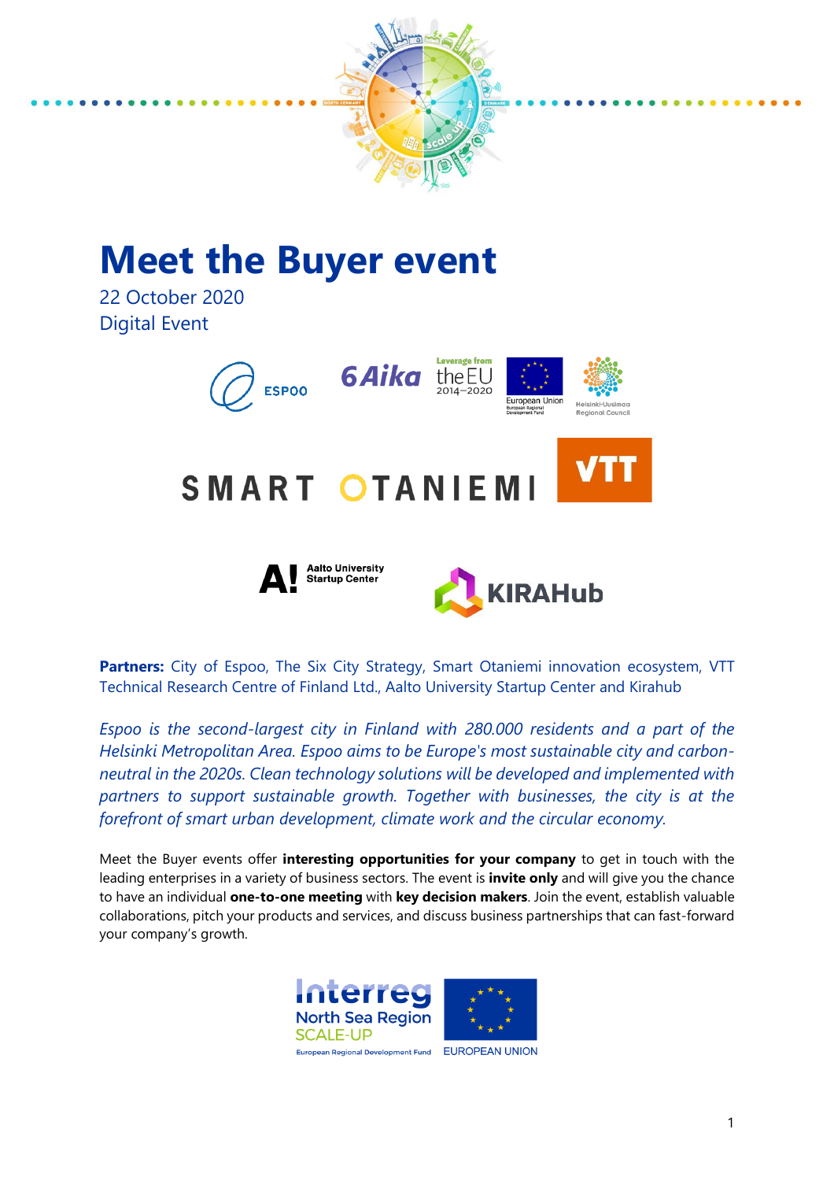# Meet the Buyer event

22 October 2020
Digital Event

**Partners:** City of Espoo, The Six City Strategy, Smart Otaniemi innovation ecosystem, VTT Technical Research Centre of Finland Ltd., Aalto University Startup Center and Kirahub

*Espoo is the second-largest city in Finland with 280.000 residents and a part of the Helsinki Metropolitan Area. Espoo aims to be Europe's most sustainable city and carbon-neutral in the 2020s. Clean technology solutions will be developed and implemented with partners to support sustainable growth. Together with businesses, the city is at the forefront of smart urban development, climate work and the circular economy.*

Meet the Buyer events offer **interesting opportunities for your company** to get in touch with the leading enterprises in a variety of business sectors. The event is **invite only** and will give you the chance to have an individual **one-to-one meeting** with **key decision makers**. Join the event, establish valuable collaborations, pitch your products and services, and discuss business partnerships that can fast-forward your company's growth.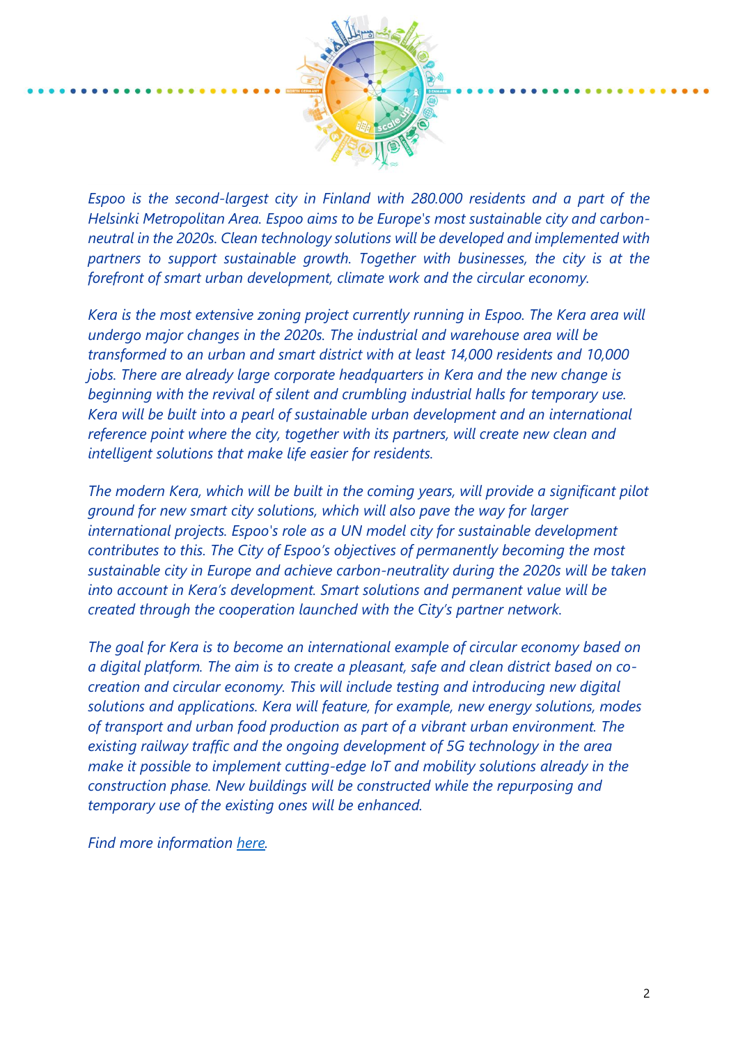*Espoo is the second-largest city in Finland with 280.000 residents and a part of the Helsinki Metropolitan Area. Espoo aims to be Europe's most sustainable city and carbon-neutral in the 2020s. Clean technology solutions will be developed and implemented with partners to support sustainable growth. Together with businesses, the city is at the forefront of smart urban development, climate work and the circular economy.*

*Kera is the most extensive zoning project currently running in Espoo. The Kera area will undergo major changes in the 2020s. The industrial and warehouse area will be transformed to an urban and smart district with at least 14,000 residents and 10,000 jobs. There are already large corporate headquarters in Kera and the new change is beginning with the revival of silent and crumbling industrial halls for temporary use. Kera will be built into a pearl of sustainable urban development and an international reference point where the city, together with its partners, will create new clean and intelligent solutions that make life easier for residents.*

*The modern Kera, which will be built in the coming years, will provide a significant pilot ground for new smart city solutions, which will also pave the way for larger international projects. Espoo's role as a UN model city for sustainable development contributes to this. The City of Espoo's objectives of permanently becoming the most sustainable city in Europe and achieve carbon-neutrality during the 2020s will be taken into account in Kera's development. Smart solutions and permanent value will be created through the cooperation launched with the City's partner network.*

*The goal for Kera is to become an international example of circular economy based on a digital platform. The aim is to create a pleasant, safe and clean district based on co-creation and circular economy. This will include testing and introducing new digital solutions and applications. Kera will feature, for example, new energy solutions, modes of transport and urban food production as part of a vibrant urban environment. The existing railway traffic and the ongoing development of 5G technology in the area make it possible to implement cutting-edge IoT and mobility solutions already in the construction phase. New buildings will be constructed while the repurposing and temporary use of the existing ones will be enhanced.*

*Find more information here.*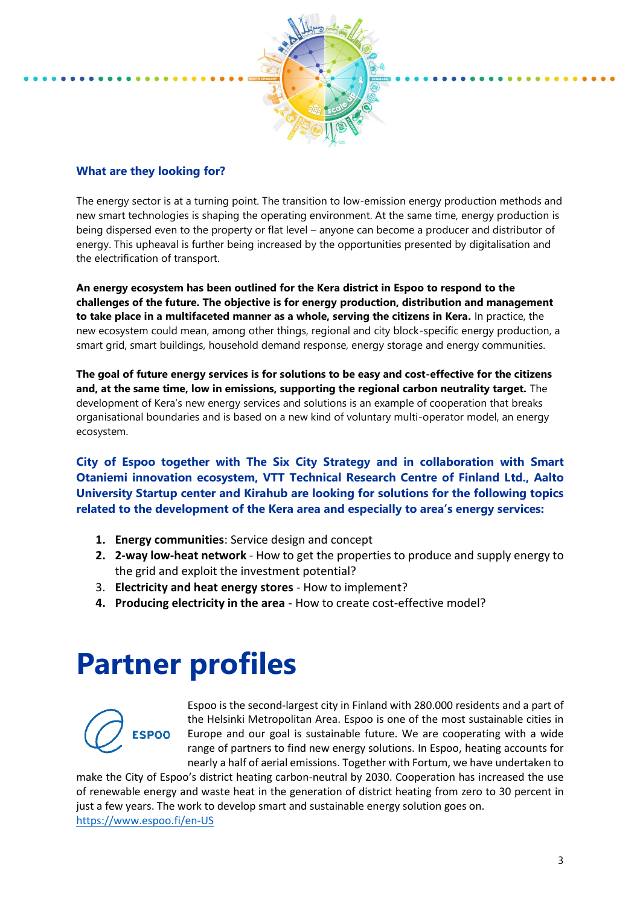### What are they looking for?

The energy sector is at a turning point. The transition to low-emission energy production methods and new smart technologies is shaping the operating environment. At the same time, energy production is being dispersed even to the property or flat level – anyone can become a producer and distributor of energy. This upheaval is further being increased by the opportunities presented by digitalisation and the electrification of transport.

**An energy ecosystem has been outlined for the Kera district in Espoo to respond to the challenges of the future. The objective is for energy production, distribution and management to take place in a multifaceted manner as a whole, serving the citizens in Kera.** In practice, the new ecosystem could mean, among other things, regional and city block-specific energy production, a smart grid, smart buildings, household demand response, energy storage and energy communities.

**The goal of future energy services is for solutions to be easy and cost-effective for the citizens and, at the same time, low in emissions, supporting the regional carbon neutrality target.** The development of Kera's new energy services and solutions is an example of cooperation that breaks organisational boundaries and is based on a new kind of voluntary multi-operator model, an energy ecosystem.

**City of Espoo together with The Six City Strategy and in collaboration with Smart Otaniemi innovation ecosystem, VTT Technical Research Centre of Finland Ltd., Aalto University Startup center and Kirahub are looking for solutions for the following topics related to the development of the Kera area and especially to area's energy services:**

1. **Energy communities**: Service design and concept
2. **2-way low-heat network** - How to get the properties to produce and supply energy to the grid and exploit the investment potential?
3. **Electricity and heat energy stores** - How to implement?
4. **Producing electricity in the area** - How to create cost-effective model?

# Partner profiles

ESPOO

Espoo is the second-largest city in Finland with 280.000 residents and a part of the Helsinki Metropolitan Area. Espoo is one of the most sustainable cities in Europe and our goal is sustainable future. We are cooperating with a wide range of partners to find new energy solutions. In Espoo, heating accounts for nearly a half of aerial emissions. Together with Fortum, we have undertaken to make the City of Espoo's district heating carbon-neutral by 2030. Cooperation has increased the use of renewable energy and waste heat in the generation of district heating from zero to 30 percent in just a few years. The work to develop smart and sustainable energy solution goes on.
https://www.espoo.fi/en-US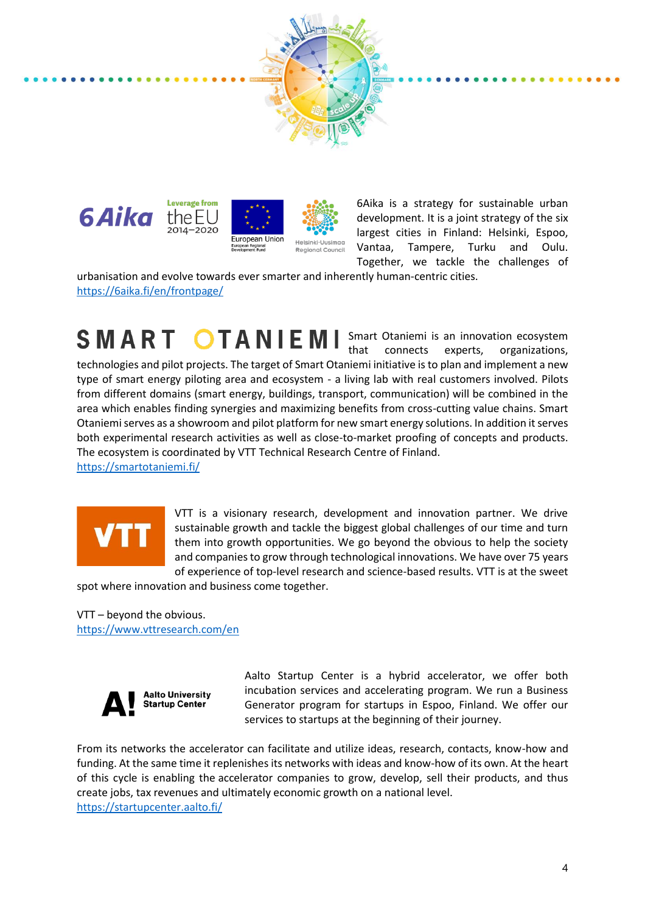6Aika is a strategy for sustainable urban development. It is a joint strategy of the six largest cities in Finland: Helsinki, Espoo, Vantaa, Tampere, Turku and Oulu. Together, we tackle the challenges of urbanisation and evolve towards ever smarter and inherently human-centric cities.
https://6aika.fi/en/frontpage/

Smart Otaniemi is an innovation ecosystem that connects experts, organizations, technologies and pilot projects. The target of Smart Otaniemi initiative is to plan and implement a new type of smart energy piloting area and ecosystem - a living lab with real customers involved. Pilots from different domains (smart energy, buildings, transport, communication) will be combined in the area which enables finding synergies and maximizing benefits from cross-cutting value chains. Smart Otaniemi serves as a showroom and pilot platform for new smart energy solutions. In addition it serves both experimental research activities as well as close-to-market proofing of concepts and products. The ecosystem is coordinated by VTT Technical Research Centre of Finland.
https://smartotaniemi.fi/

VTT is a visionary research, development and innovation partner. We drive sustainable growth and tackle the biggest global challenges of our time and turn them into growth opportunities. We go beyond the obvious to help the society and companies to grow through technological innovations. We have over 75 years of experience of top-level research and science-based results. VTT is at the sweet spot where innovation and business come together.

VTT – beyond the obvious.
https://www.vttresearch.com/en

Aalto Startup Center is a hybrid accelerator, we offer both incubation services and accelerating program. We run a Business Generator program for startups in Espoo, Finland. We offer our services to startups at the beginning of their journey.

From its networks the accelerator can facilitate and utilize ideas, research, contacts, know-how and funding. At the same time it replenishes its networks with ideas and know-how of its own. At the heart of this cycle is enabling the accelerator companies to grow, develop, sell their products, and thus create jobs, tax revenues and ultimately economic growth on a national level.
https://startupcenter.aalto.fi/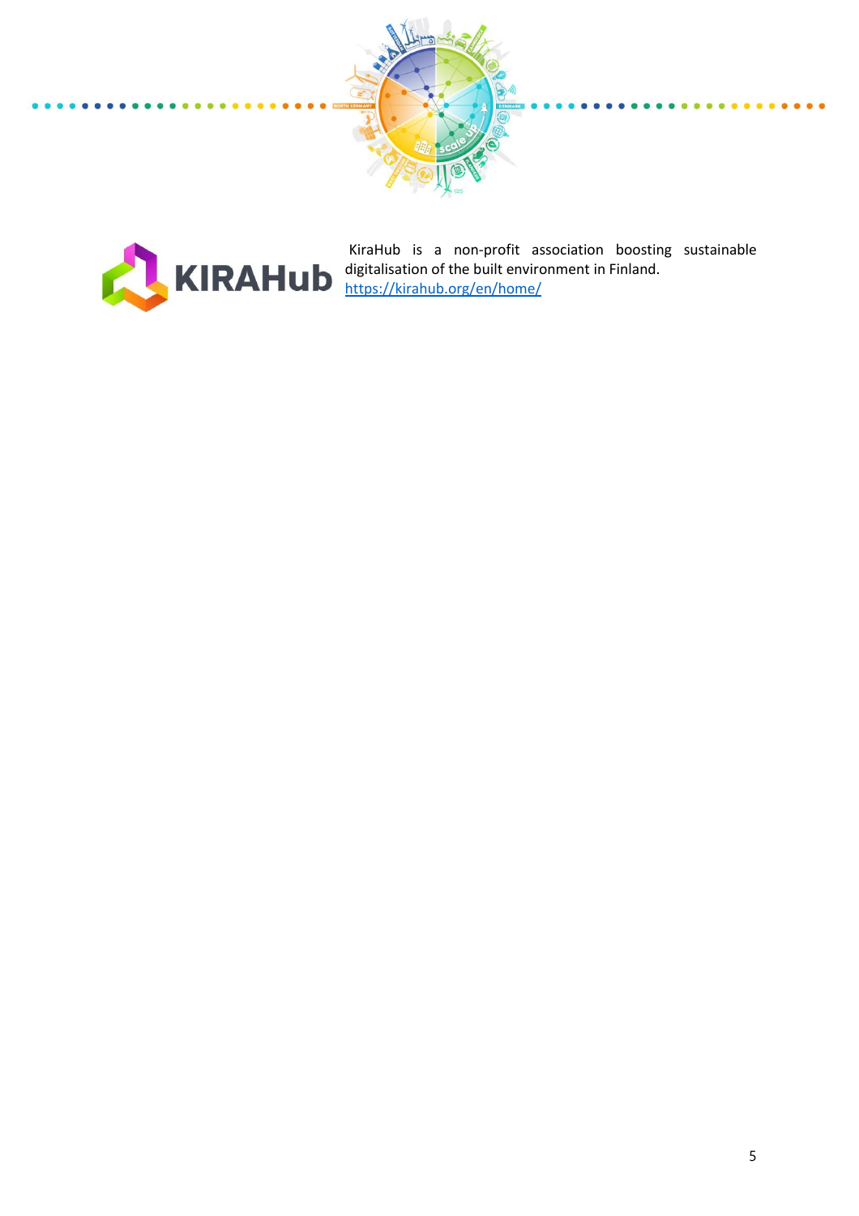KIRAHub

KiraHub is a non-profit association boosting sustainable digitalisation of the built environment in Finland.
https://kirahub.org/en/home/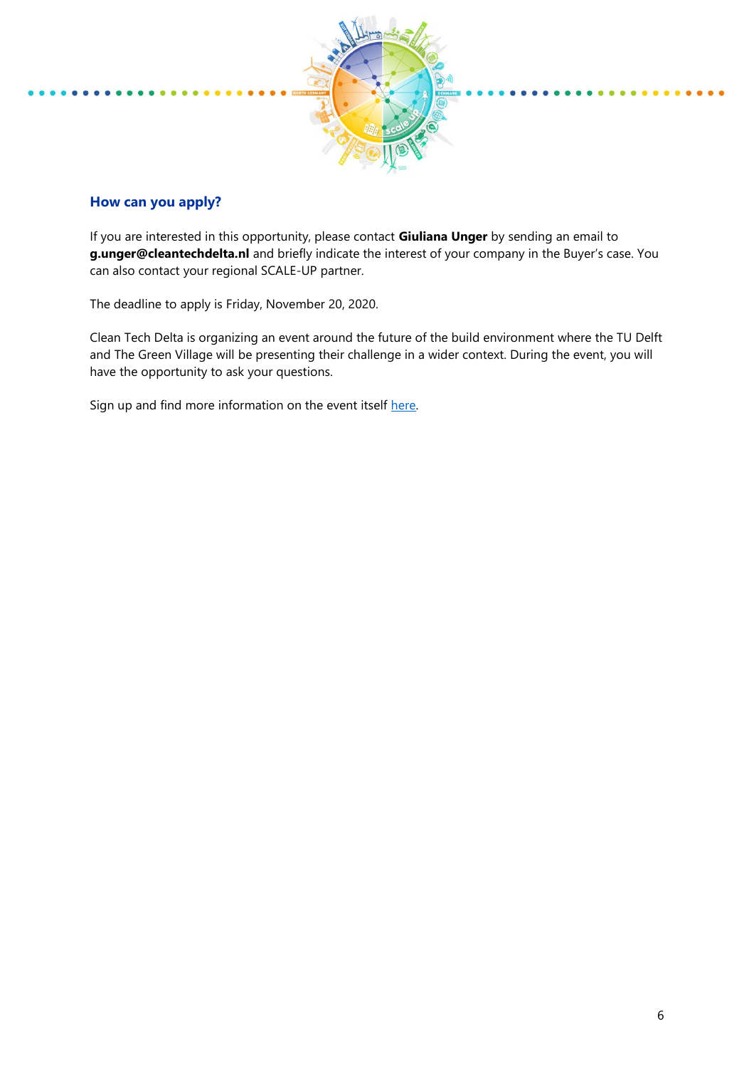## How can you apply?

If you are interested in this opportunity, please contact **Giuliana Unger** by sending an email to **g.unger@cleantechdelta.nl** and briefly indicate the interest of your company in the Buyer's case. You can also contact your regional SCALE-UP partner.

The deadline to apply is Friday, November 20, 2020.

Clean Tech Delta is organizing an event around the future of the build environment where the TU Delft and The Green Village will be presenting their challenge in a wider context. During the event, you will have the opportunity to ask your questions.

Sign up and find more information on the event itself here.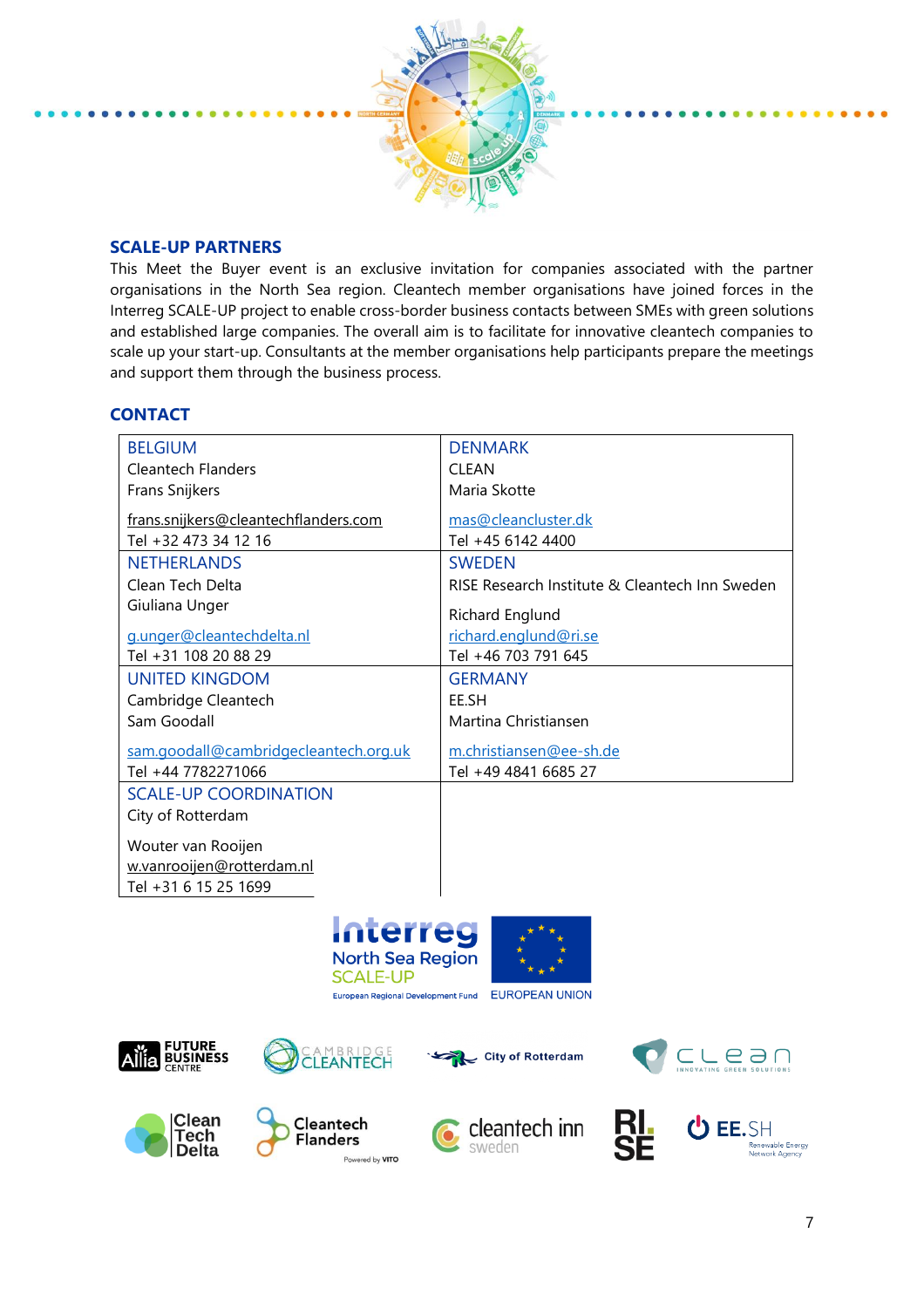## SCALE-UP PARTNERS

This Meet the Buyer event is an exclusive invitation for companies associated with the partner organisations in the North Sea region. Cleantech member organisations have joined forces in the Interreg SCALE-UP project to enable cross-border business contacts between SMEs with green solutions and established large companies. The overall aim is to facilitate for innovative cleantech companies to scale up your start-up. Consultants at the member organisations help participants prepare the meetings and support them through the business process.

## CONTACT

| | |
|---|---|
| BELGIUM<br>Cleantech Flanders<br>Frans Snijkers<br><br>frans.snijkers@cleantechflanders.com<br>Tel +32 473 34 12 16 | DENMARK<br>CLEAN<br>Maria Skotte<br><br>mas@cleancluster.dk<br>Tel +45 6142 4400 |
| NETHERLANDS<br>Clean Tech Delta<br>Giuliana Unger<br><br>g.unger@cleantechdelta.nl<br>Tel +31 108 20 88 29 | SWEDEN<br>RISE Research Institute & Cleantech Inn Sweden<br><br>Richard Englund<br>richard.englund@ri.se<br>Tel +46 703 791 645 |
| UNITED KINGDOM<br>Cambridge Cleantech<br>Sam Goodall<br><br>sam.goodall@cambridgecleantech.org.uk<br>Tel +44 7782271066 | GERMANY<br>EE.SH<br>Martina Christiansen<br><br>m.christiansen@ee-sh.de<br>Tel +49 4841 6685 27 |
| SCALE-UP COORDINATION<br>City of Rotterdam<br><br>Wouter van Rooijen<br>w.vanrooijen@rotterdam.nl<br>Tel +31 6 15 25 1699 | |

Interreg North Sea Region SCALE-UP
European Regional Development Fund
EUROPEAN UNION